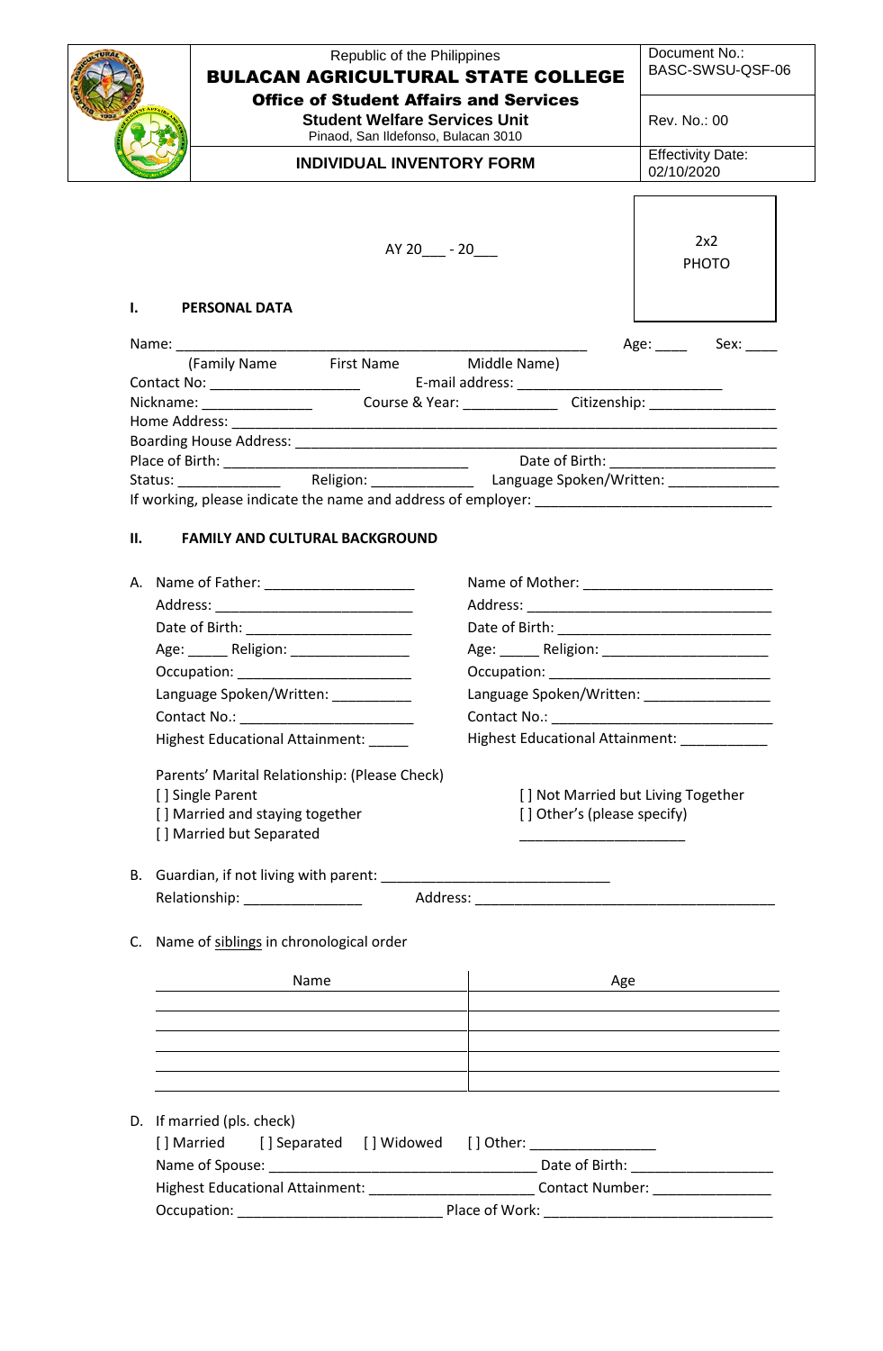| | Republic of the Philippines<br>**BULACAN AGRICULTURAL STATE COLLEGE**<br>**Office of Student Affairs and Services**<br>**Student Welfare Services Unit**<br>Pinaod, San Ildefonso, Bulacan 3010 | Document No.: BASC-SWSU-QSF-06 |
|---|---|---|
| | | Rev. No.: 00 |
| | **INDIVIDUAL INVENTORY FORM** | Effectivity Date: 02/10/2020 |

AY 20___ - 20___

2x2 PHOTO

## I. PERSONAL DATA

Name: ______________________________________________________ Age: ____ Sex: ____
(Family Name First Name Middle Name)
Contact No: ___________________ E-mail address: ___________________________
Nickname: ______________ Course & Year: ____________ Citizenship: ________________
Home Address: _______________________________________________________________
Boarding House Address: _______________________________________________________
Place of Birth: _______________________________ Date of Birth: _____________________
Status: _____________ Religion: _____________ Language Spoken/Written: ______________
If working, please indicate the name and address of employer: ______________________________

## II. FAMILY AND CULTURAL BACKGROUND

A. Name of Father: ___________________
Address: _________________________
Date of Birth: ______________________
Age: _____ Religion: _______________
Occupation: ______________________
Language Spoken/Written: __________
Contact No.: ______________________
Highest Educational Attainment: _____

Name of Mother: _________________________
Address: ________________________________
Date of Birth: ____________________________
Age: _____ Religion: ______________________
Occupation: _____________________________
Language Spoken/Written: ________________
Contact No.: _____________________________
Highest Educational Attainment: ___________

Parents' Marital Relationship: (Please Check)
[ ] Single Parent
[ ] Married and staying together
[ ] Married but Separated
[ ] Not Married but Living Together
[ ] Other's (please specify)
_____________________

B. Guardian, if not living with parent: _____________________________
Relationship: _______________ Address: ______________________________________

C. Name of siblings in chronological order

| Name | Age |
|---|---|
| | |
| | |
| | |
| | |
| | |

D. If married (pls. check)
[ ] Married [ ] Separated [ ] Widowed [ ] Other: ________________
Name of Spouse: ___________________________________ Date of Birth: __________________
Highest Educational Attainment: _____________________ Contact Number: _______________
Occupation: __________________________ Place of Work: ______________________________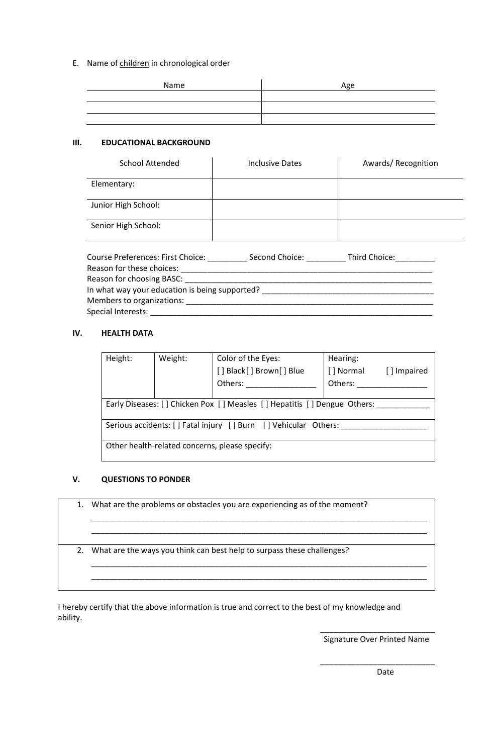E. Name of children in chronological order

| Name | Age |
| --- | --- |
| | |
| | |
| | |

### III. EDUCATIONAL BACKGROUND

| School Attended | Inclusive Dates | Awards/ Recognition |
| --- | --- | --- |
| Elementary: | | |
| Junior High School: | | |
| Senior High School: | | |

Course Preferences: First Choice: _________ Second Choice: _________ Third Choice:_________
Reason for these choices: ___________________________________________________________
Reason for choosing BASC: __________________________________________________________
In what way your education is being supported? _______________________________________
Members to organizations: ___________________________________________________________
Special Interests: _________________________________________________________________

### IV. HEALTH DATA

| Height: | Weight: | Color of the Eyes: [ ] Black[ ] Brown[ ] Blue Others: ________________ | Hearing: [ ] Normal [ ] Impaired Others: ________________ |
| --- | --- | --- | --- |
| Early Diseases: [ ] Chicken Pox [ ] Measles [ ] Hepatitis [ ] Dengue Others: ____________ | | | |
| Serious accidents: [ ] Fatal injury [ ] Burn [ ] Vehicular Others:____________________ | | | |
| Other health-related concerns, please specify: | | | |

### V. QUESTIONS TO PONDER

1. What are the problems or obstacles you are experiencing as of the moment?
   ______________________________________________________________________________
   ______________________________________________________________________________
2. What are the ways you think can best help to surpass these challenges?
   ______________________________________________________________________________
   ______________________________________________________________________________

I hereby certify that the above information is true and correct to the best of my knowledge and ability.

___________________________
Signature Over Printed Name

___________________________
Date